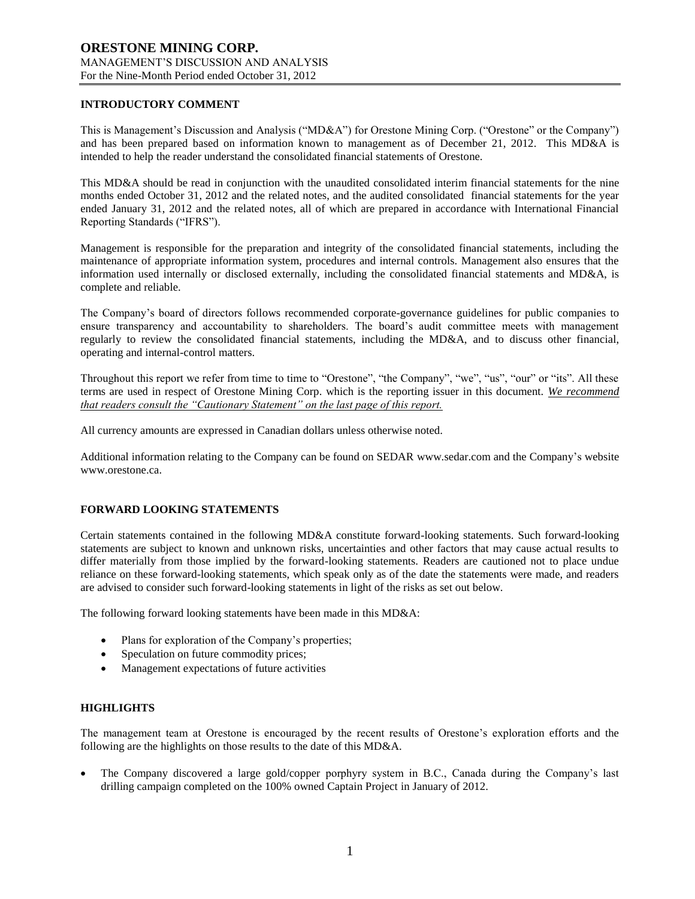# ORESTONE MINING CORP.

MANAGEMENT'S DISCUSSION AND ANALYSIS

For the Nine-Month Period ended October 31, 2012

## INTRODUCTORY COMMENT

This is Management's Discussion and Analysis ("MD&A") for Orestone Mining Corp. ("Orestone" or the Company") and has been prepared based on information known to management as of December 21, 2012. This MD&A is intended to help the reader understand the consolidated financial statements of Orestone.

This MD&A should be read in conjunction with the unaudited consolidated interim financial statements for the nine months ended October 31, 2012 and the related notes, and the audited consolidated financial statements for the year ended January 31, 2012 and the related notes, all of which are prepared in accordance with International Financial Reporting Standards ("IFRS").

Management is responsible for the preparation and integrity of the consolidated financial statements, including the maintenance of appropriate information system, procedures and internal controls. Management also ensures that the information used internally or disclosed externally, including the consolidated financial statements and MD&A, is complete and reliable.

The Company's board of directors follows recommended corporate-governance guidelines for public companies to ensure transparency and accountability to shareholders. The board's audit committee meets with management regularly to review the consolidated financial statements, including the MD&A, and to discuss other financial, operating and internal-control matters.

Throughout this report we refer from time to time to "Orestone", "the Company", "we", "us", "our" or "its". All these terms are used in respect of Orestone Mining Corp. which is the reporting issuer in this document. *We recommend that readers consult the "Cautionary Statement" on the last page of this report.*

All currency amounts are expressed in Canadian dollars unless otherwise noted.

Additional information relating to the Company can be found on SEDAR www.sedar.com and the Company's website www.orestone.ca.

## FORWARD LOOKING STATEMENTS

Certain statements contained in the following MD&A constitute forward-looking statements. Such forward-looking statements are subject to known and unknown risks, uncertainties and other factors that may cause actual results to differ materially from those implied by the forward-looking statements. Readers are cautioned not to place undue reliance on these forward-looking statements, which speak only as of the date the statements were made, and readers are advised to consider such forward-looking statements in light of the risks as set out below.

The following forward looking statements have been made in this MD&A:

- Plans for exploration of the Company's properties;
- Speculation on future commodity prices;
- Management expectations of future activities

## HIGHLIGHTS

The management team at Orestone is encouraged by the recent results of Orestone's exploration efforts and the following are the highlights on those results to the date of this MD&A.

- The Company discovered a large gold/copper porphyry system in B.C., Canada during the Company's last drilling campaign completed on the 100% owned Captain Project in January of 2012.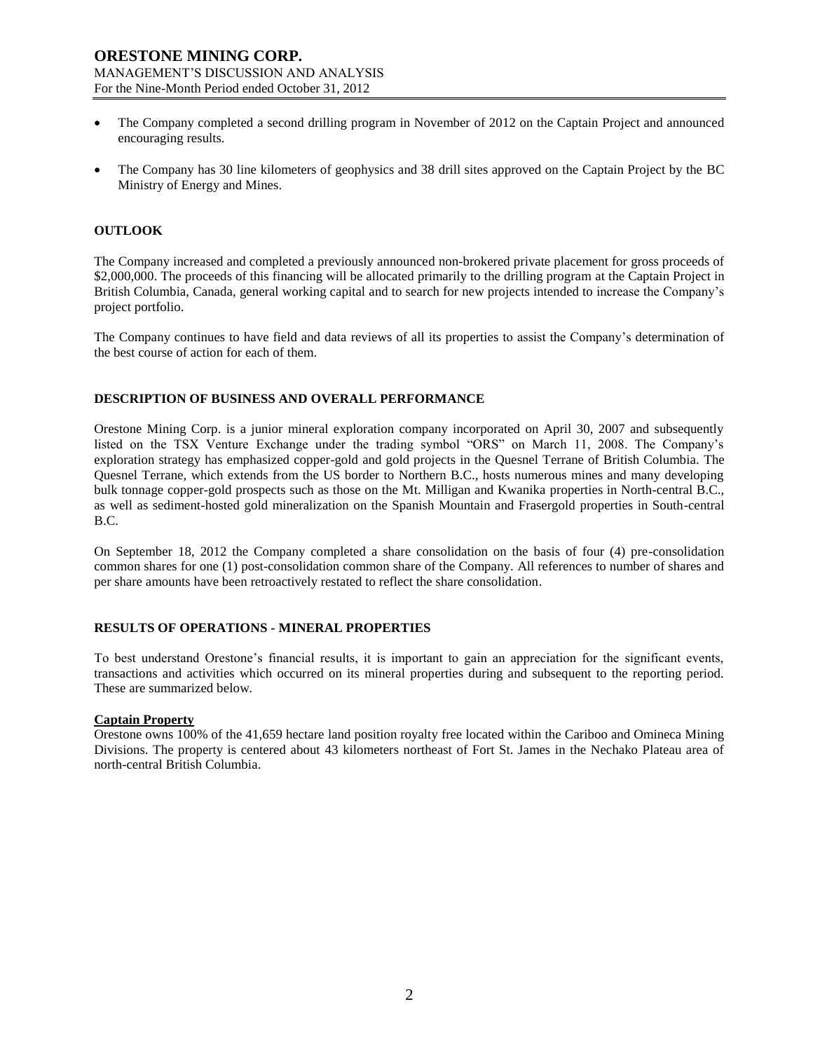- The Company completed a second drilling program in November of 2012 on the Captain Project and announced encouraging results.
- The Company has 30 line kilometers of geophysics and 38 drill sites approved on the Captain Project by the BC Ministry of Energy and Mines.

## OUTLOOK

The Company increased and completed a previously announced non-brokered private placement for gross proceeds of $2,000,000. The proceeds of this financing will be allocated primarily to the drilling program at the Captain Project in British Columbia, Canada, general working capital and to search for new projects intended to increase the Company's project portfolio.

The Company continues to have field and data reviews of all its properties to assist the Company's determination of the best course of action for each of them.

## DESCRIPTION OF BUSINESS AND OVERALL PERFORMANCE

Orestone Mining Corp. is a junior mineral exploration company incorporated on April 30, 2007 and subsequently listed on the TSX Venture Exchange under the trading symbol "ORS" on March 11, 2008. The Company's exploration strategy has emphasized copper-gold and gold projects in the Quesnel Terrane of British Columbia. The Quesnel Terrane, which extends from the US border to Northern B.C., hosts numerous mines and many developing bulk tonnage copper-gold prospects such as those on the Mt. Milligan and Kwanika properties in North-central B.C., as well as sediment-hosted gold mineralization on the Spanish Mountain and Frasergold properties in South-central B.C.

On September 18, 2012 the Company completed a share consolidation on the basis of four (4) pre-consolidation common shares for one (1) post-consolidation common share of the Company. All references to number of shares and per share amounts have been retroactively restated to reflect the share consolidation.

## RESULTS OF OPERATIONS - MINERAL PROPERTIES

To best understand Orestone's financial results, it is important to gain an appreciation for the significant events, transactions and activities which occurred on its mineral properties during and subsequent to the reporting period. These are summarized below.

### Captain Property

Orestone owns 100% of the 41,659 hectare land position royalty free located within the Cariboo and Omineca Mining Divisions. The property is centered about 43 kilometers northeast of Fort St. James in the Nechako Plateau area of north-central British Columbia.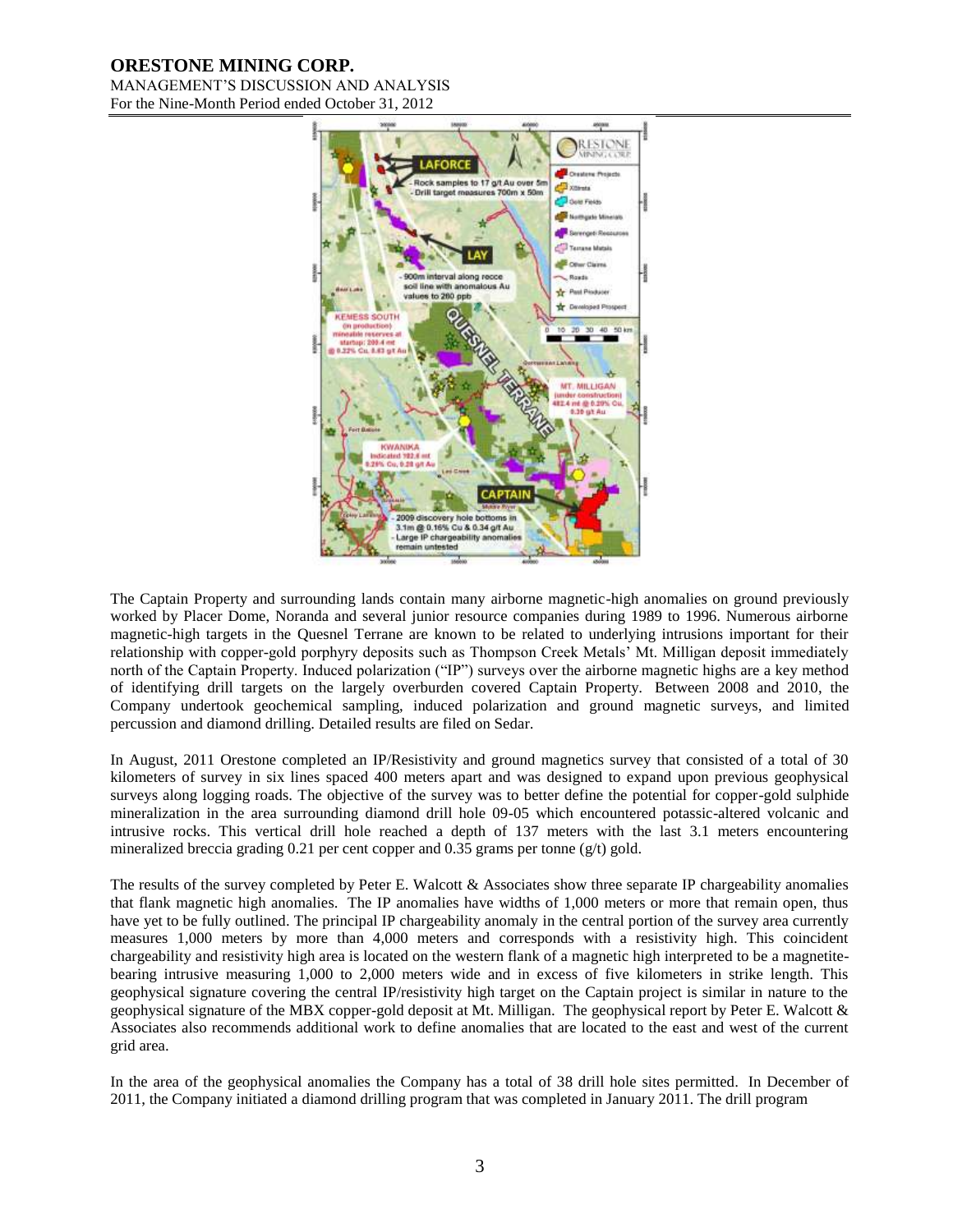The Captain Property and surrounding lands contain many airborne magnetic-high anomalies on ground previously worked by Placer Dome, Noranda and several junior resource companies during 1989 to 1996. Numerous airborne magnetic-high targets in the Quesnel Terrane are known to be related to underlying intrusions important for their relationship with copper-gold porphyry deposits such as Thompson Creek Metals' Mt. Milligan deposit immediately north of the Captain Property. Induced polarization ("IP") surveys over the airborne magnetic highs are a key method of identifying drill targets on the largely overburden covered Captain Property. Between 2008 and 2010, the Company undertook geochemical sampling, induced polarization and ground magnetic surveys, and limited percussion and diamond drilling. Detailed results are filed on Sedar.

In August, 2011 Orestone completed an IP/Resistivity and ground magnetics survey that consisted of a total of 30 kilometers of survey in six lines spaced 400 meters apart and was designed to expand upon previous geophysical surveys along logging roads. The objective of the survey was to better define the potential for copper-gold sulphide mineralization in the area surrounding diamond drill hole 09-05 which encountered potassic-altered volcanic and intrusive rocks. This vertical drill hole reached a depth of 137 meters with the last 3.1 meters encountering mineralized breccia grading 0.21 per cent copper and 0.35 grams per tonne (g/t) gold.

The results of the survey completed by Peter E. Walcott & Associates show three separate IP chargeability anomalies that flank magnetic high anomalies. The IP anomalies have widths of 1,000 meters or more that remain open, thus have yet to be fully outlined. The principal IP chargeability anomaly in the central portion of the survey area currently measures 1,000 meters by more than 4,000 meters and corresponds with a resistivity high. This coincident chargeability and resistivity high area is located on the western flank of a magnetic high interpreted to be a magnetite-bearing intrusive measuring 1,000 to 2,000 meters wide and in excess of five kilometers in strike length. This geophysical signature covering the central IP/resistivity high target on the Captain project is similar in nature to the geophysical signature of the MBX copper-gold deposit at Mt. Milligan. The geophysical report by Peter E. Walcott & Associates also recommends additional work to define anomalies that are located to the east and west of the current grid area.

In the area of the geophysical anomalies the Company has a total of 38 drill hole sites permitted. In December of 2011, the Company initiated a diamond drilling program that was completed in January 2011. The drill program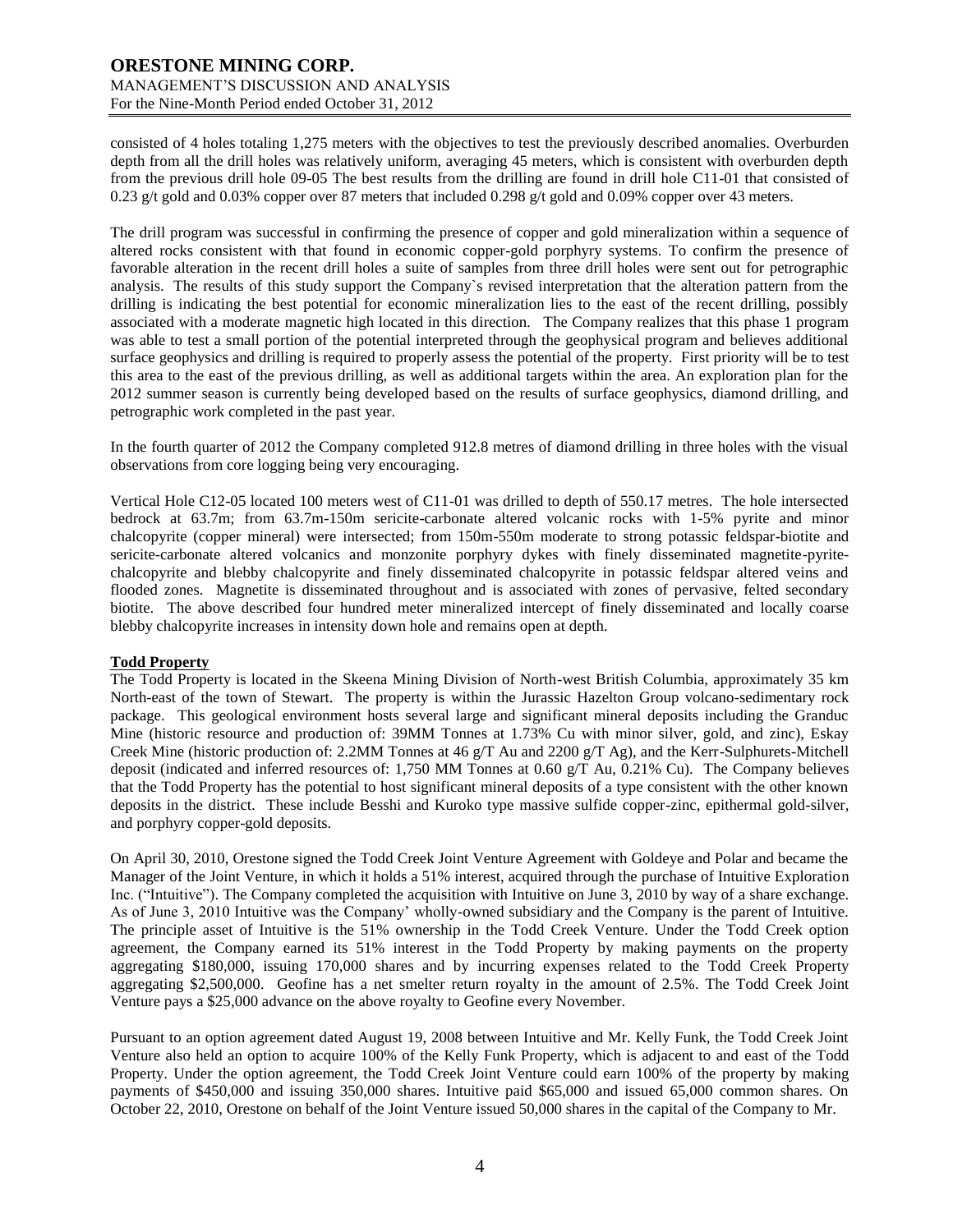consisted of 4 holes totaling 1,275 meters with the objectives to test the previously described anomalies. Overburden depth from all the drill holes was relatively uniform, averaging 45 meters, which is consistent with overburden depth from the previous drill hole 09-05 The best results from the drilling are found in drill hole C11-01 that consisted of 0.23 g/t gold and 0.03% copper over 87 meters that included 0.298 g/t gold and 0.09% copper over 43 meters.

The drill program was successful in confirming the presence of copper and gold mineralization within a sequence of altered rocks consistent with that found in economic copper-gold porphyry systems. To confirm the presence of favorable alteration in the recent drill holes a suite of samples from three drill holes were sent out for petrographic analysis. The results of this study support the Company`s revised interpretation that the alteration pattern from the drilling is indicating the best potential for economic mineralization lies to the east of the recent drilling, possibly associated with a moderate magnetic high located in this direction. The Company realizes that this phase 1 program was able to test a small portion of the potential interpreted through the geophysical program and believes additional surface geophysics and drilling is required to properly assess the potential of the property. First priority will be to test this area to the east of the previous drilling, as well as additional targets within the area. An exploration plan for the 2012 summer season is currently being developed based on the results of surface geophysics, diamond drilling, and petrographic work completed in the past year.

In the fourth quarter of 2012 the Company completed 912.8 metres of diamond drilling in three holes with the visual observations from core logging being very encouraging.

Vertical Hole C12-05 located 100 meters west of C11-01 was drilled to depth of 550.17 metres. The hole intersected bedrock at 63.7m; from 63.7m-150m sericite-carbonate altered volcanic rocks with 1-5% pyrite and minor chalcopyrite (copper mineral) were intersected; from 150m-550m moderate to strong potassic feldspar-biotite and sericite-carbonate altered volcanics and monzonite porphyry dykes with finely disseminated magnetite-pyrite-chalcopyrite and blebby chalcopyrite and finely disseminated chalcopyrite in potassic feldspar altered veins and flooded zones. Magnetite is disseminated throughout and is associated with zones of pervasive, felted secondary biotite. The above described four hundred meter mineralized intercept of finely disseminated and locally coarse blebby chalcopyrite increases in intensity down hole and remains open at depth.

**Todd Property**

The Todd Property is located in the Skeena Mining Division of North-west British Columbia, approximately 35 km North-east of the town of Stewart. The property is within the Jurassic Hazelton Group volcano-sedimentary rock package. This geological environment hosts several large and significant mineral deposits including the Granduc Mine (historic resource and production of: 39MM Tonnes at 1.73% Cu with minor silver, gold, and zinc), Eskay Creek Mine (historic production of: 2.2MM Tonnes at 46 g/T Au and 2200 g/T Ag), and the Kerr-Sulphurets-Mitchell deposit (indicated and inferred resources of: 1,750 MM Tonnes at 0.60 g/T Au, 0.21% Cu). The Company believes that the Todd Property has the potential to host significant mineral deposits of a type consistent with the other known deposits in the district. These include Besshi and Kuroko type massive sulfide copper-zinc, epithermal gold-silver, and porphyry copper-gold deposits.

On April 30, 2010, Orestone signed the Todd Creek Joint Venture Agreement with Goldeye and Polar and became the Manager of the Joint Venture, in which it holds a 51% interest, acquired through the purchase of Intuitive Exploration Inc. ("Intuitive"). The Company completed the acquisition with Intuitive on June 3, 2010 by way of a share exchange. As of June 3, 2010 Intuitive was the Company' wholly-owned subsidiary and the Company is the parent of Intuitive. The principle asset of Intuitive is the 51% ownership in the Todd Creek Venture. Under the Todd Creek option agreement, the Company earned its 51% interest in the Todd Property by making payments on the property aggregating $180,000, issuing 170,000 shares and by incurring expenses related to the Todd Creek Property aggregating $2,500,000. Geofine has a net smelter return royalty in the amount of 2.5%. The Todd Creek Joint Venture pays a $25,000 advance on the above royalty to Geofine every November.

Pursuant to an option agreement dated August 19, 2008 between Intuitive and Mr. Kelly Funk, the Todd Creek Joint Venture also held an option to acquire 100% of the Kelly Funk Property, which is adjacent to and east of the Todd Property. Under the option agreement, the Todd Creek Joint Venture could earn 100% of the property by making payments of $450,000 and issuing 350,000 shares. Intuitive paid $65,000 and issued 65,000 common shares. On October 22, 2010, Orestone on behalf of the Joint Venture issued 50,000 shares in the capital of the Company to Mr.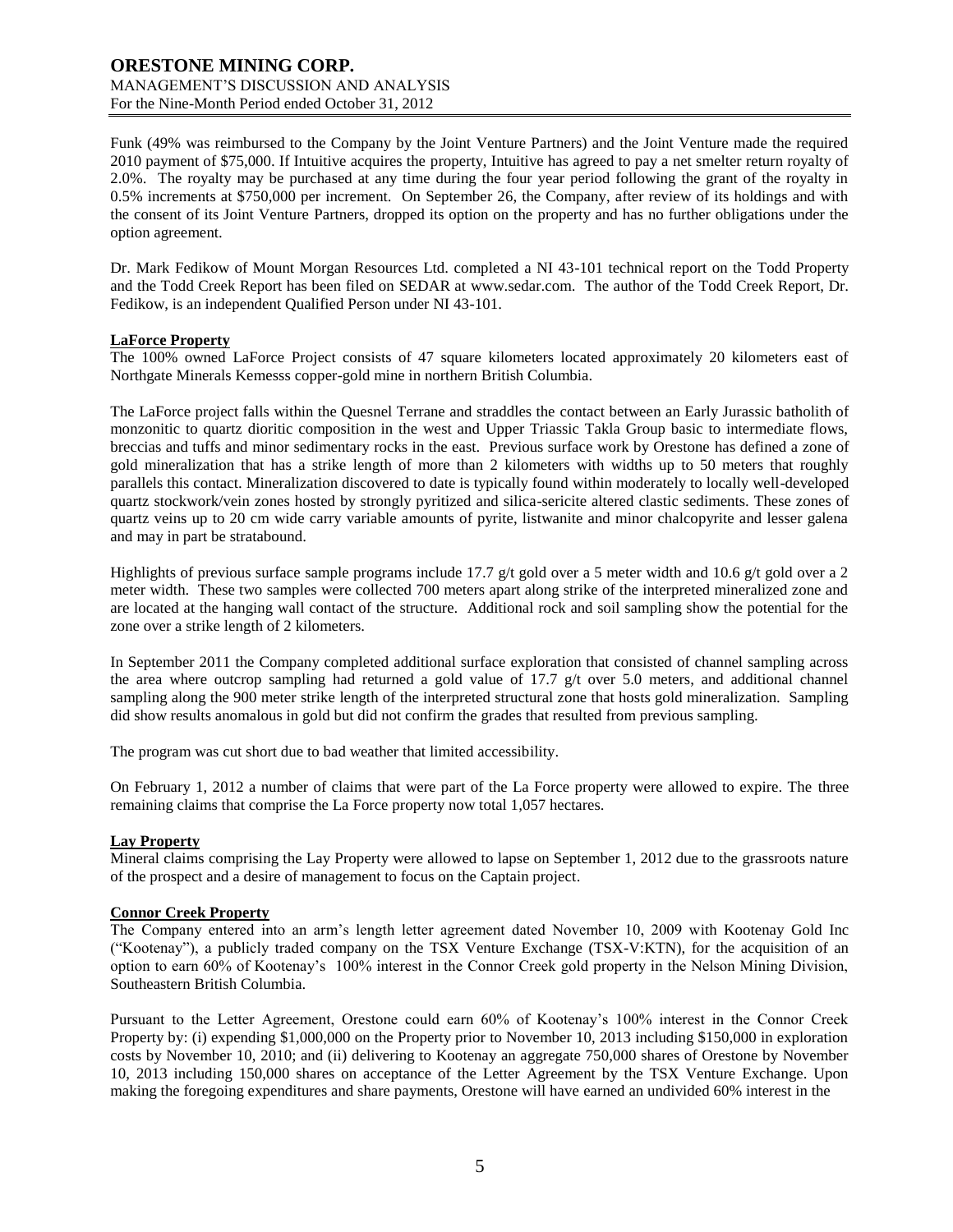Funk (49% was reimbursed to the Company by the Joint Venture Partners) and the Joint Venture made the required 2010 payment of $75,000. If Intuitive acquires the property, Intuitive has agreed to pay a net smelter return royalty of 2.0%. The royalty may be purchased at any time during the four year period following the grant of the royalty in 0.5% increments at $750,000 per increment. On September 26, the Company, after review of its holdings and with the consent of its Joint Venture Partners, dropped its option on the property and has no further obligations under the option agreement.

Dr. Mark Fedikow of Mount Morgan Resources Ltd. completed a NI 43-101 technical report on the Todd Property and the Todd Creek Report has been filed on SEDAR at www.sedar.com. The author of the Todd Creek Report, Dr. Fedikow, is an independent Qualified Person under NI 43-101.

**LaForce Property**

The 100% owned LaForce Project consists of 47 square kilometers located approximately 20 kilometers east of Northgate Minerals Kemesss copper-gold mine in northern British Columbia.

The LaForce project falls within the Quesnel Terrane and straddles the contact between an Early Jurassic batholith of monzonitic to quartz dioritic composition in the west and Upper Triassic Takla Group basic to intermediate flows, breccias and tuffs and minor sedimentary rocks in the east. Previous surface work by Orestone has defined a zone of gold mineralization that has a strike length of more than 2 kilometers with widths up to 50 meters that roughly parallels this contact. Mineralization discovered to date is typically found within moderately to locally well-developed quartz stockwork/vein zones hosted by strongly pyritized and silica-sericite altered clastic sediments. These zones of quartz veins up to 20 cm wide carry variable amounts of pyrite, listwanite and minor chalcopyrite and lesser galena and may in part be stratabound.

Highlights of previous surface sample programs include 17.7 g/t gold over a 5 meter width and 10.6 g/t gold over a 2 meter width. These two samples were collected 700 meters apart along strike of the interpreted mineralized zone and are located at the hanging wall contact of the structure. Additional rock and soil sampling show the potential for the zone over a strike length of 2 kilometers.

In September 2011 the Company completed additional surface exploration that consisted of channel sampling across the area where outcrop sampling had returned a gold value of 17.7 g/t over 5.0 meters, and additional channel sampling along the 900 meter strike length of the interpreted structural zone that hosts gold mineralization. Sampling did show results anomalous in gold but did not confirm the grades that resulted from previous sampling.

The program was cut short due to bad weather that limited accessibility.

On February 1, 2012 a number of claims that were part of the La Force property were allowed to expire. The three remaining claims that comprise the La Force property now total 1,057 hectares.

**Lay Property**

Mineral claims comprising the Lay Property were allowed to lapse on September 1, 2012 due to the grassroots nature of the prospect and a desire of management to focus on the Captain project.

**Connor Creek Property**

The Company entered into an arm's length letter agreement dated November 10, 2009 with Kootenay Gold Inc ("Kootenay"), a publicly traded company on the TSX Venture Exchange (TSX-V:KTN), for the acquisition of an option to earn 60% of Kootenay's 100% interest in the Connor Creek gold property in the Nelson Mining Division, Southeastern British Columbia.

Pursuant to the Letter Agreement, Orestone could earn 60% of Kootenay's 100% interest in the Connor Creek Property by: (i) expending $1,000,000 on the Property prior to November 10, 2013 including $150,000 in exploration costs by November 10, 2010; and (ii) delivering to Kootenay an aggregate 750,000 shares of Orestone by November 10, 2013 including 150,000 shares on acceptance of the Letter Agreement by the TSX Venture Exchange. Upon making the foregoing expenditures and share payments, Orestone will have earned an undivided 60% interest in the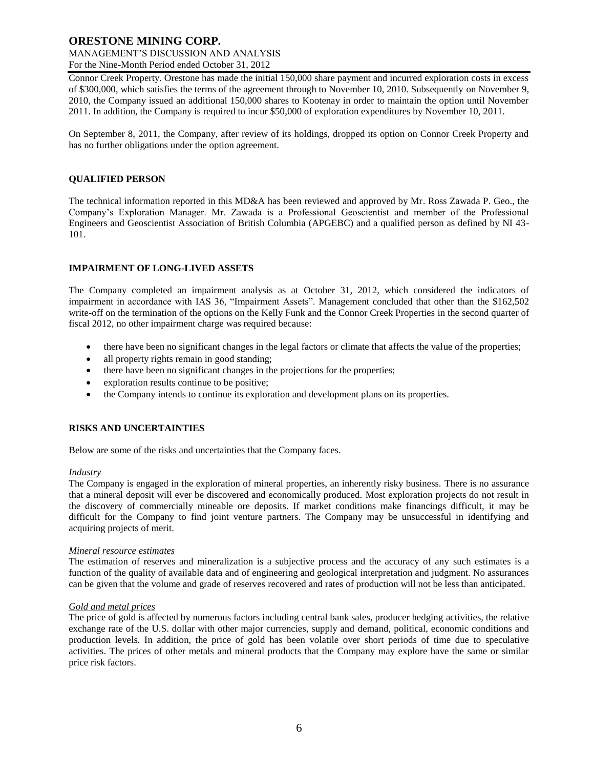Connor Creek Property. Orestone has made the initial 150,000 share payment and incurred exploration costs in excess of $300,000, which satisfies the terms of the agreement through to November 10, 2010. Subsequently on November 9, 2010, the Company issued an additional 150,000 shares to Kootenay in order to maintain the option until November 2011. In addition, the Company is required to incur $50,000 of exploration expenditures by November 10, 2011.

On September 8, 2011, the Company, after review of its holdings, dropped its option on Connor Creek Property and has no further obligations under the option agreement.

## QUALIFIED PERSON

The technical information reported in this MD&A has been reviewed and approved by Mr. Ross Zawada P. Geo., the Company's Exploration Manager. Mr. Zawada is a Professional Geoscientist and member of the Professional Engineers and Geoscientist Association of British Columbia (APGEBC) and a qualified person as defined by NI 43-101.

## IMPAIRMENT OF LONG-LIVED ASSETS

The Company completed an impairment analysis as at October 31, 2012, which considered the indicators of impairment in accordance with IAS 36, "Impairment Assets". Management concluded that other than the $162,502 write-off on the termination of the options on the Kelly Funk and the Connor Creek Properties in the second quarter of fiscal 2012, no other impairment charge was required because:

- there have been no significant changes in the legal factors or climate that affects the value of the properties;
- all property rights remain in good standing;
- there have been no significant changes in the projections for the properties;
- exploration results continue to be positive;
- the Company intends to continue its exploration and development plans on its properties.

## RISKS AND UNCERTAINTIES

Below are some of the risks and uncertainties that the Company faces.

*Industry*

The Company is engaged in the exploration of mineral properties, an inherently risky business. There is no assurance that a mineral deposit will ever be discovered and economically produced. Most exploration projects do not result in the discovery of commercially mineable ore deposits. If market conditions make financings difficult, it may be difficult for the Company to find joint venture partners. The Company may be unsuccessful in identifying and acquiring projects of merit.

*Mineral resource estimates*

The estimation of reserves and mineralization is a subjective process and the accuracy of any such estimates is a function of the quality of available data and of engineering and geological interpretation and judgment. No assurances can be given that the volume and grade of reserves recovered and rates of production will not be less than anticipated.

*Gold and metal prices*

The price of gold is affected by numerous factors including central bank sales, producer hedging activities, the relative exchange rate of the U.S. dollar with other major currencies, supply and demand, political, economic conditions and production levels. In addition, the price of gold has been volatile over short periods of time due to speculative activities. The prices of other metals and mineral products that the Company may explore have the same or similar price risk factors.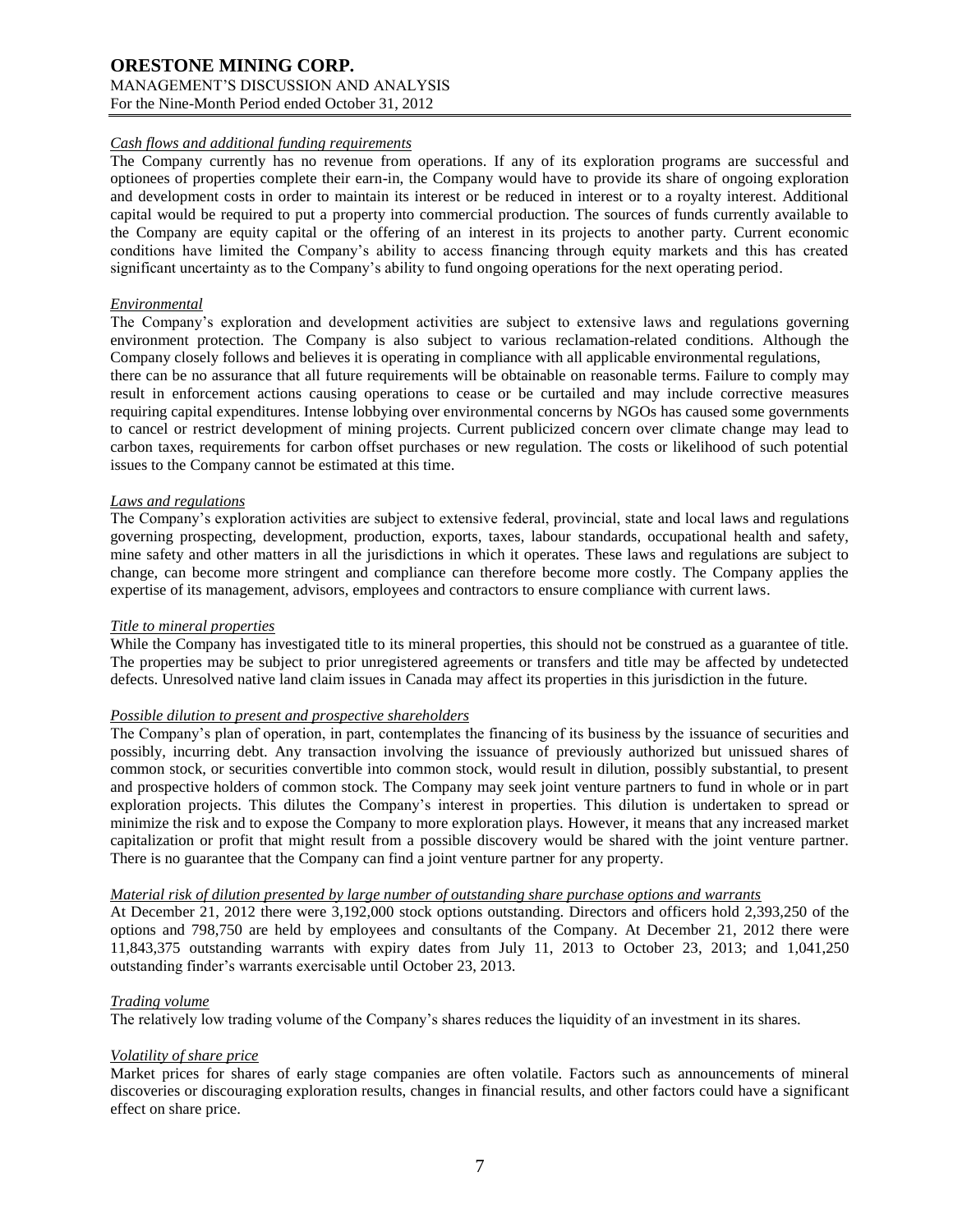*Cash flows and additional funding requirements*

The Company currently has no revenue from operations. If any of its exploration programs are successful and optionees of properties complete their earn-in, the Company would have to provide its share of ongoing exploration and development costs in order to maintain its interest or be reduced in interest or to a royalty interest. Additional capital would be required to put a property into commercial production. The sources of funds currently available to the Company are equity capital or the offering of an interest in its projects to another party. Current economic conditions have limited the Company's ability to access financing through equity markets and this has created significant uncertainty as to the Company's ability to fund ongoing operations for the next operating period.

*Environmental*

The Company's exploration and development activities are subject to extensive laws and regulations governing environment protection. The Company is also subject to various reclamation-related conditions. Although the Company closely follows and believes it is operating in compliance with all applicable environmental regulations, there can be no assurance that all future requirements will be obtainable on reasonable terms. Failure to comply may result in enforcement actions causing operations to cease or be curtailed and may include corrective measures requiring capital expenditures. Intense lobbying over environmental concerns by NGOs has caused some governments to cancel or restrict development of mining projects. Current publicized concern over climate change may lead to carbon taxes, requirements for carbon offset purchases or new regulation. The costs or likelihood of such potential issues to the Company cannot be estimated at this time.

*Laws and regulations*

The Company's exploration activities are subject to extensive federal, provincial, state and local laws and regulations governing prospecting, development, production, exports, taxes, labour standards, occupational health and safety, mine safety and other matters in all the jurisdictions in which it operates. These laws and regulations are subject to change, can become more stringent and compliance can therefore become more costly. The Company applies the expertise of its management, advisors, employees and contractors to ensure compliance with current laws.

*Title to mineral properties*

While the Company has investigated title to its mineral properties, this should not be construed as a guarantee of title. The properties may be subject to prior unregistered agreements or transfers and title may be affected by undetected defects. Unresolved native land claim issues in Canada may affect its properties in this jurisdiction in the future.

*Possible dilution to present and prospective shareholders*

The Company's plan of operation, in part, contemplates the financing of its business by the issuance of securities and possibly, incurring debt. Any transaction involving the issuance of previously authorized but unissued shares of common stock, or securities convertible into common stock, would result in dilution, possibly substantial, to present and prospective holders of common stock. The Company may seek joint venture partners to fund in whole or in part exploration projects. This dilutes the Company's interest in properties. This dilution is undertaken to spread or minimize the risk and to expose the Company to more exploration plays. However, it means that any increased market capitalization or profit that might result from a possible discovery would be shared with the joint venture partner. There is no guarantee that the Company can find a joint venture partner for any property.

*Material risk of dilution presented by large number of outstanding share purchase options and warrants*

At December 21, 2012 there were 3,192,000 stock options outstanding. Directors and officers hold 2,393,250 of the options and 798,750 are held by employees and consultants of the Company. At December 21, 2012 there were 11,843,375 outstanding warrants with expiry dates from July 11, 2013 to October 23, 2013; and 1,041,250 outstanding finder's warrants exercisable until October 23, 2013.

*Trading volume*

The relatively low trading volume of the Company's shares reduces the liquidity of an investment in its shares.

*Volatility of share price*

Market prices for shares of early stage companies are often volatile. Factors such as announcements of mineral discoveries or discouraging exploration results, changes in financial results, and other factors could have a significant effect on share price.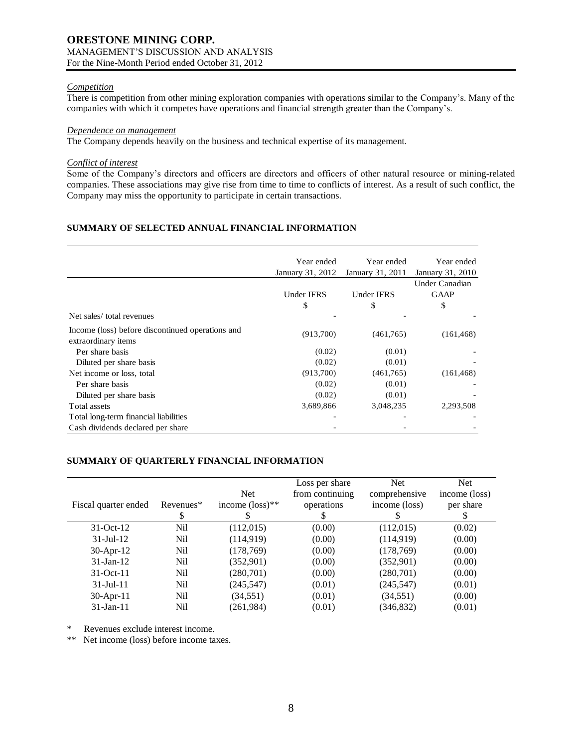### *Competition*

There is competition from other mining exploration companies with operations similar to the Company's. Many of the companies with which it competes have operations and financial strength greater than the Company's.

### *Dependence on management*

The Company depends heavily on the business and technical expertise of its management.

### *Conflict of interest*

Some of the Company's directors and officers are directors and officers of other natural resource or mining-related companies. These associations may give rise from time to time to conflicts of interest. As a result of such conflict, the Company may miss the opportunity to participate in certain transactions.

## SUMMARY OF SELECTED ANNUAL FINANCIAL INFORMATION

| | Year ended January 31, 2012 | Year ended January 31, 2011 | Year ended January 31, 2010 |
|---|---|---|---|
| | Under IFRS | Under IFRS | Under Canadian GAAP |
| | $ | $ | $ |
| Net sales/ total revenues | - | - | - |
| Income (loss) before discontinued operations and extraordinary items | (913,700) | (461,765) | (161,468) |
| Per share basis | (0.02) | (0.01) | - |
| Diluted per share basis | (0.02) | (0.01) | - |
| Net income or loss, total | (913,700) | (461,765) | (161,468) |
| Per share basis | (0.02) | (0.01) | - |
| Diluted per share basis | (0.02) | (0.01) | - |
| Total assets | 3,689,866 | 3,048,235 | 2,293,508 |
| Total long-term financial liabilities | - | - | - |
| Cash dividends declared per share | - | - | - |

## SUMMARY OF QUARTERLY FINANCIAL INFORMATION

| Fiscal quarter ended | Revenues* | Net income (loss)** | Loss per share from continuing operations | Net comprehensive income (loss) | Net income (loss) per share |
|---|---|---|---|---|---|
| | $ | $ | $ | $ | $ |
| 31-Oct-12 | Nil | (112,015) | (0.00) | (112,015) | (0.02) |
| 31-Jul-12 | Nil | (114,919) | (0.00) | (114,919) | (0.00) |
| 30-Apr-12 | Nil | (178,769) | (0.00) | (178,769) | (0.00) |
| 31-Jan-12 | Nil | (352,901) | (0.00) | (352,901) | (0.00) |
| 31-Oct-11 | Nil | (280,701) | (0.00) | (280,701) | (0.00) |
| 31-Jul-11 | Nil | (245,547) | (0.01) | (245,547) | (0.01) |
| 30-Apr-11 | Nil | (34,551) | (0.01) | (34,551) | (0.00) |
| 31-Jan-11 | Nil | (261,984) | (0.01) | (346,832) | (0.01) |

\* Revenues exclude interest income.

\*\* Net income (loss) before income taxes.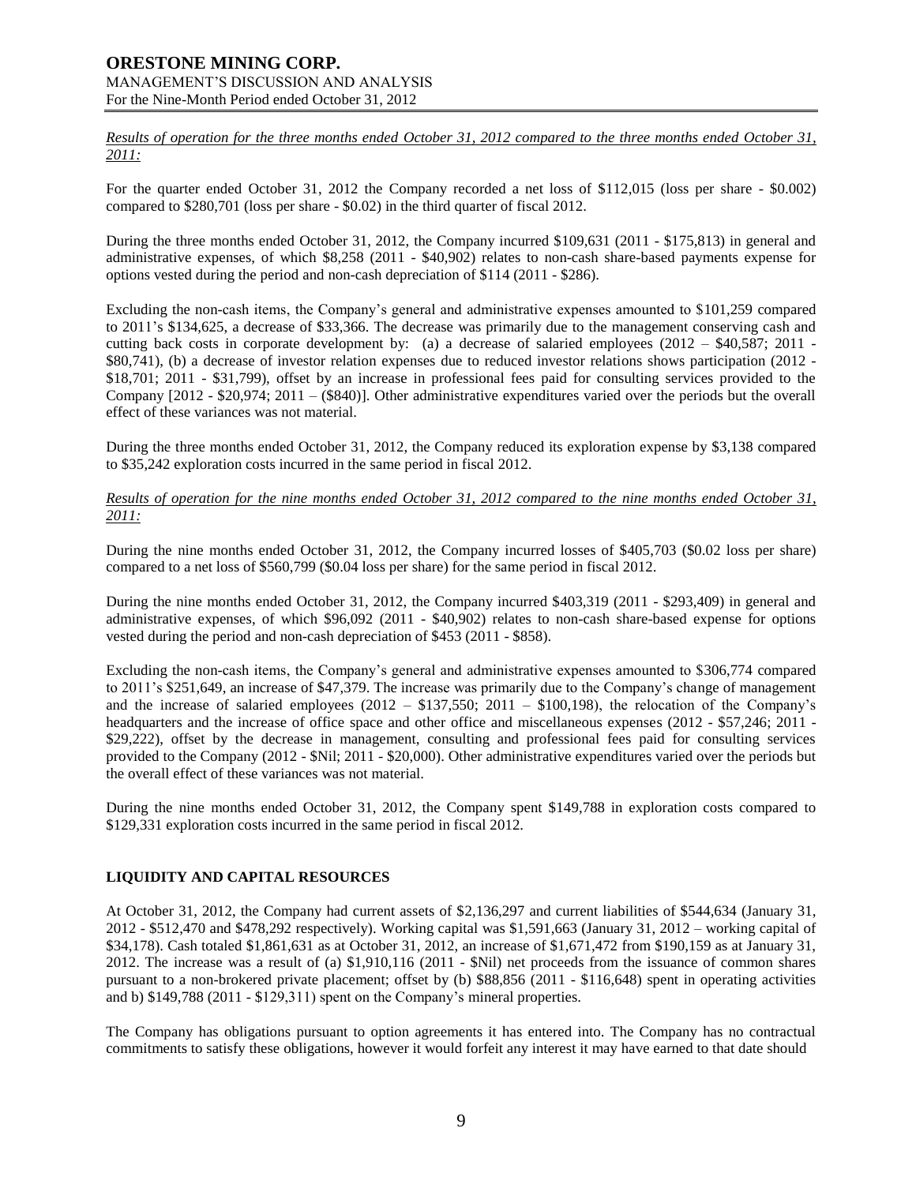*Results of operation for the three months ended October 31, 2012 compared to the three months ended October 31, 2011:*

For the quarter ended October 31, 2012 the Company recorded a net loss of $112,015 (loss per share - $0.002) compared to $280,701 (loss per share - $0.02) in the third quarter of fiscal 2012.

During the three months ended October 31, 2012, the Company incurred $109,631 (2011 - $175,813) in general and administrative expenses, of which $8,258 (2011 - $40,902) relates to non-cash share-based payments expense for options vested during the period and non-cash depreciation of $114 (2011 - $286).

Excluding the non-cash items, the Company's general and administrative expenses amounted to $101,259 compared to 2011's $134,625, a decrease of $33,366. The decrease was primarily due to the management conserving cash and cutting back costs in corporate development by: (a) a decrease of salaried employees (2012 – $40,587; 2011 - $80,741), (b) a decrease of investor relation expenses due to reduced investor relations shows participation (2012 - $18,701; 2011 - $31,799), offset by an increase in professional fees paid for consulting services provided to the Company [2012 - $20,974; 2011 – ($840)]. Other administrative expenditures varied over the periods but the overall effect of these variances was not material.

During the three months ended October 31, 2012, the Company reduced its exploration expense by $3,138 compared to $35,242 exploration costs incurred in the same period in fiscal 2012.

*Results of operation for the nine months ended October 31, 2012 compared to the nine months ended October 31, 2011:*

During the nine months ended October 31, 2012, the Company incurred losses of $405,703 ($0.02 loss per share) compared to a net loss of $560,799 ($0.04 loss per share) for the same period in fiscal 2012.

During the nine months ended October 31, 2012, the Company incurred $403,319 (2011 - $293,409) in general and administrative expenses, of which $96,092 (2011 - $40,902) relates to non-cash share-based expense for options vested during the period and non-cash depreciation of $453 (2011 - $858).

Excluding the non-cash items, the Company's general and administrative expenses amounted to $306,774 compared to 2011's $251,649, an increase of $47,379. The increase was primarily due to the Company's change of management and the increase of salaried employees (2012 – $137,550; 2011 – $100,198), the relocation of the Company's headquarters and the increase of office space and other office and miscellaneous expenses (2012 - $57,246; 2011 - $29,222), offset by the decrease in management, consulting and professional fees paid for consulting services provided to the Company (2012 - $Nil; 2011 - $20,000). Other administrative expenditures varied over the periods but the overall effect of these variances was not material.

During the nine months ended October 31, 2012, the Company spent $149,788 in exploration costs compared to $129,331 exploration costs incurred in the same period in fiscal 2012.

## LIQUIDITY AND CAPITAL RESOURCES

At October 31, 2012, the Company had current assets of $2,136,297 and current liabilities of $544,634 (January 31, 2012 - $512,470 and $478,292 respectively). Working capital was $1,591,663 (January 31, 2012 – working capital of $34,178). Cash totaled $1,861,631 as at October 31, 2012, an increase of $1,671,472 from $190,159 as at January 31, 2012. The increase was a result of (a) $1,910,116 (2011 - $Nil) net proceeds from the issuance of common shares pursuant to a non-brokered private placement; offset by (b) $88,856 (2011 - $116,648) spent in operating activities and b) $149,788 (2011 - $129,311) spent on the Company's mineral properties.

The Company has obligations pursuant to option agreements it has entered into. The Company has no contractual commitments to satisfy these obligations, however it would forfeit any interest it may have earned to that date should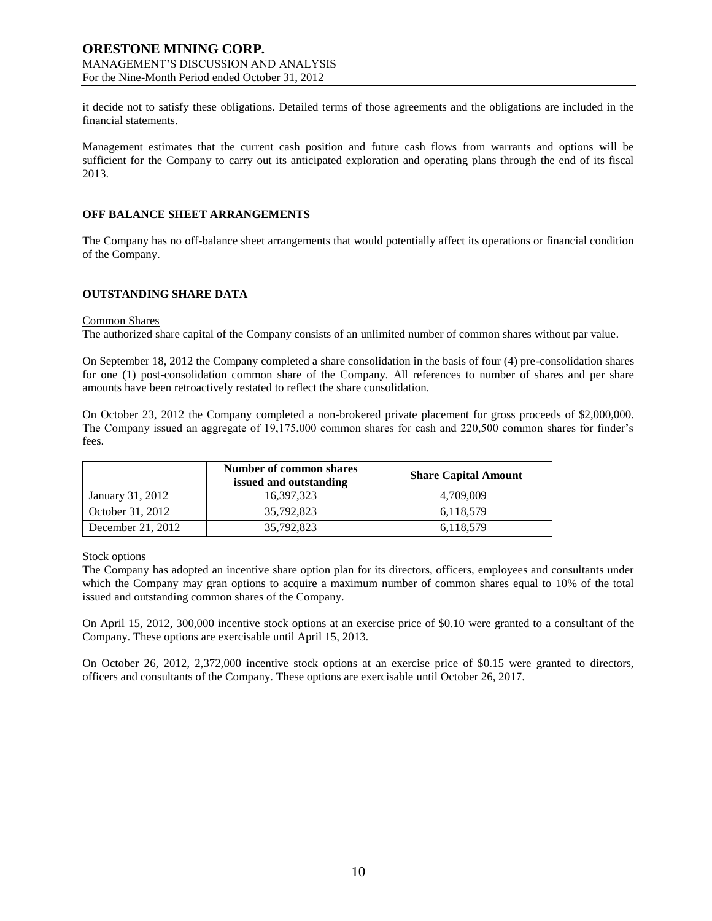it decide not to satisfy these obligations. Detailed terms of those agreements and the obligations are included in the financial statements.

Management estimates that the current cash position and future cash flows from warrants and options will be sufficient for the Company to carry out its anticipated exploration and operating plans through the end of its fiscal 2013.

## OFF BALANCE SHEET ARRANGEMENTS

The Company has no off-balance sheet arrangements that would potentially affect its operations or financial condition of the Company.

## OUTSTANDING SHARE DATA

Common Shares

The authorized share capital of the Company consists of an unlimited number of common shares without par value.

On September 18, 2012 the Company completed a share consolidation in the basis of four (4) pre-consolidation shares for one (1) post-consolidation common share of the Company. All references to number of shares and per share amounts have been retroactively restated to reflect the share consolidation.

On October 23, 2012 the Company completed a non-brokered private placement for gross proceeds of $2,000,000. The Company issued an aggregate of 19,175,000 common shares for cash and 220,500 common shares for finder's fees.

| | Number of common shares issued and outstanding | Share Capital Amount |
|---|---|---|
| January 31, 2012 | 16,397,323 | 4,709,009 |
| October 31, 2012 | 35,792,823 | 6,118,579 |
| December 21, 2012 | 35,792,823 | 6,118,579 |

Stock options

The Company has adopted an incentive share option plan for its directors, officers, employees and consultants under which the Company may gran options to acquire a maximum number of common shares equal to 10% of the total issued and outstanding common shares of the Company.

On April 15, 2012, 300,000 incentive stock options at an exercise price of $0.10 were granted to a consultant of the Company. These options are exercisable until April 15, 2013.

On October 26, 2012, 2,372,000 incentive stock options at an exercise price of $0.15 were granted to directors, officers and consultants of the Company. These options are exercisable until October 26, 2017.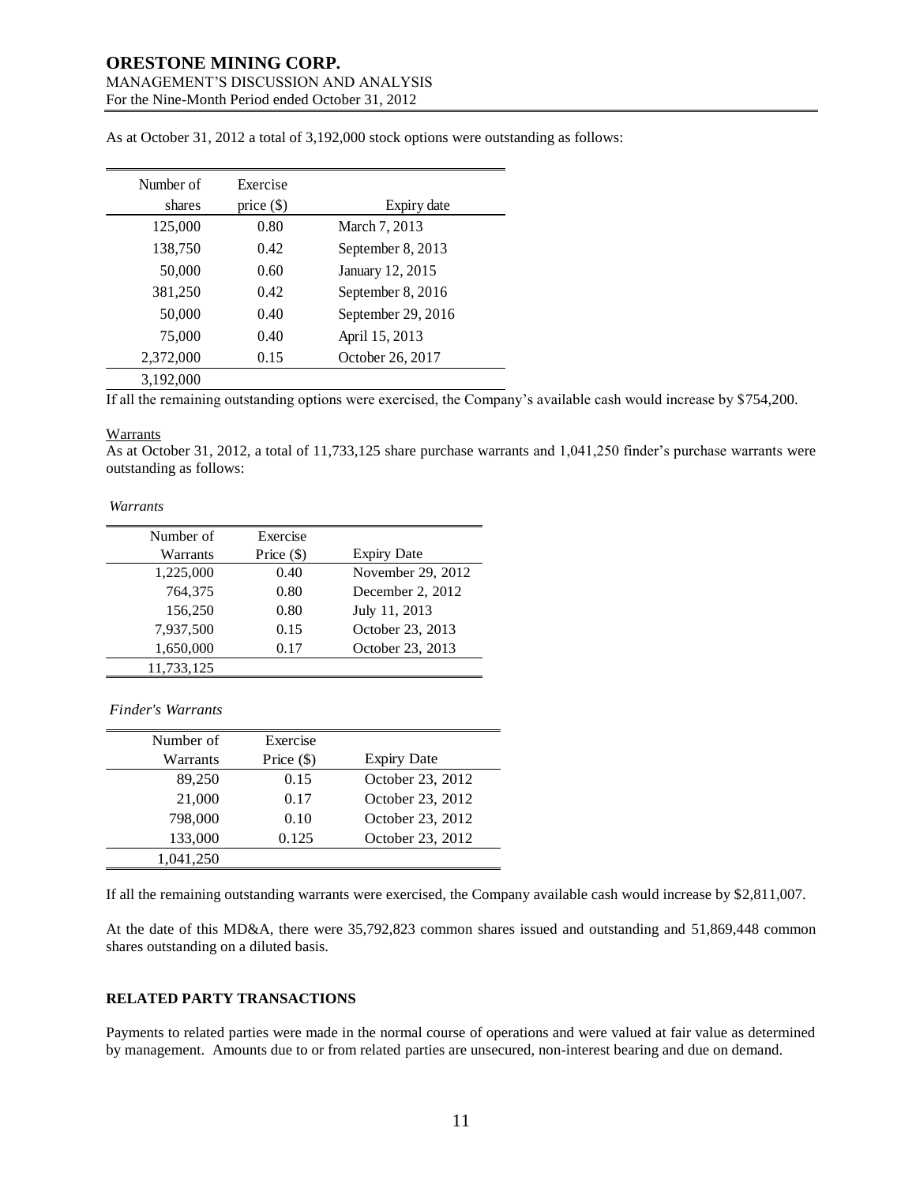As at October 31, 2012 a total of 3,192,000 stock options were outstanding as follows:

| Number of shares | Exercise price ($) | Expiry date |
|---|---|---|
| 125,000 | 0.80 | March 7, 2013 |
| 138,750 | 0.42 | September 8, 2013 |
| 50,000 | 0.60 | January 12, 2015 |
| 381,250 | 0.42 | September 8, 2016 |
| 50,000 | 0.40 | September 29, 2016 |
| 75,000 | 0.40 | April 15, 2013 |
| 2,372,000 | 0.15 | October 26, 2017 |
| 3,192,000 | | |

If all the remaining outstanding options were exercised, the Company's available cash would increase by $754,200.

Warrants

As at October 31, 2012, a total of 11,733,125 share purchase warrants and 1,041,250 finder's purchase warrants were outstanding as follows:

*Warrants*

| Number of Warrants | Exercise Price ($) | Expiry Date |
|---|---|---|
| 1,225,000 | 0.40 | November 29, 2012 |
| 764,375 | 0.80 | December 2, 2012 |
| 156,250 | 0.80 | July 11, 2013 |
| 7,937,500 | 0.15 | October 23, 2013 |
| 1,650,000 | 0.17 | October 23, 2013 |
| 11,733,125 | | |

*Finder's Warrants*

| Number of Warrants | Exercise Price ($) | Expiry Date |
|---|---|---|
| 89,250 | 0.15 | October 23, 2012 |
| 21,000 | 0.17 | October 23, 2012 |
| 798,000 | 0.10 | October 23, 2012 |
| 133,000 | 0.125 | October 23, 2012 |
| 1,041,250 | | |

If all the remaining outstanding warrants were exercised, the Company available cash would increase by $2,811,007.

At the date of this MD&A, there were 35,792,823 common shares issued and outstanding and 51,869,448 common shares outstanding on a diluted basis.

## RELATED PARTY TRANSACTIONS

Payments to related parties were made in the normal course of operations and were valued at fair value as determined by management. Amounts due to or from related parties are unsecured, non-interest bearing and due on demand.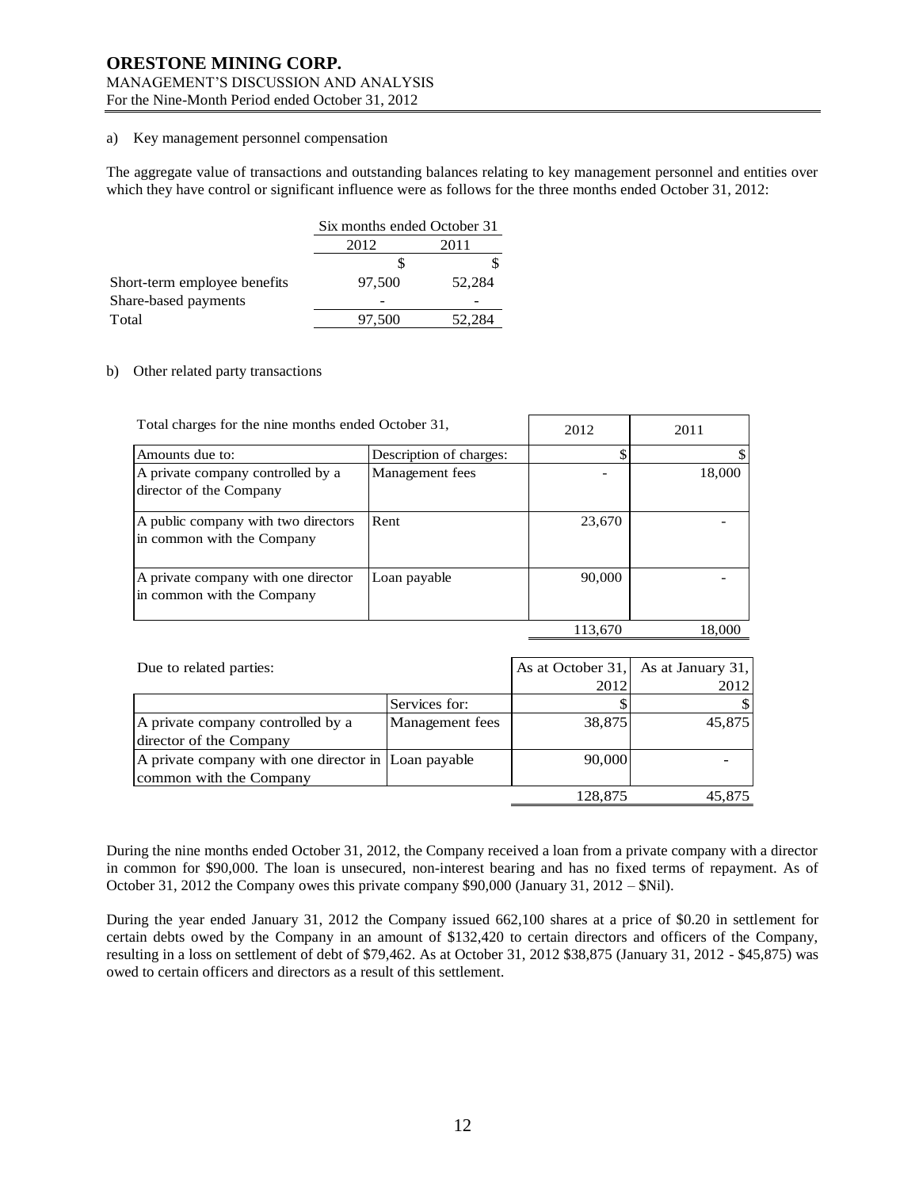a) Key management personnel compensation

The aggregate value of transactions and outstanding balances relating to key management personnel and entities over which they have control or significant influence were as follows for the three months ended October 31, 2012:

| | Six months ended October 31 | |
|---|---|---|
| | 2012 | 2011 |
| | $ | $ |
| Short-term employee benefits | 97,500 | 52,284 |
| Share-based payments | - | - |
| Total | 97,500 | 52,284 |

b) Other related party transactions

| Total charges for the nine months ended October 31, | | 2012 | 2011 |
|---|---|---|---|
| Amounts due to: | Description of charges: | $ | $ |
| A private company controlled by a director of the Company | Management fees | - | 18,000 |
| A public company with two directors in common with the Company | Rent | 23,670 | - |
| A private company with one director in common with the Company | Loan payable | 90,000 | - |
| | | 113,670 | 18,000 |

| Due to related parties: | | As at October 31, 2012 | As at January 31, 2012 |
|---|---|---|---|
| | Services for: | $ | $ |
| A private company controlled by a director of the Company | Management fees | 38,875 | 45,875 |
| A private company with one director in common with the Company | Loan payable | 90,000 | - |
| | | 128,875 | 45,875 |

During the nine months ended October 31, 2012, the Company received a loan from a private company with a director in common for $90,000. The loan is unsecured, non-interest bearing and has no fixed terms of repayment. As of October 31, 2012 the Company owes this private company $90,000 (January 31, 2012 – $Nil).

During the year ended January 31, 2012 the Company issued 662,100 shares at a price of $0.20 in settlement for certain debts owed by the Company in an amount of $132,420 to certain directors and officers of the Company, resulting in a loss on settlement of debt of $79,462. As at October 31, 2012 $38,875 (January 31, 2012 - $45,875) was owed to certain officers and directors as a result of this settlement.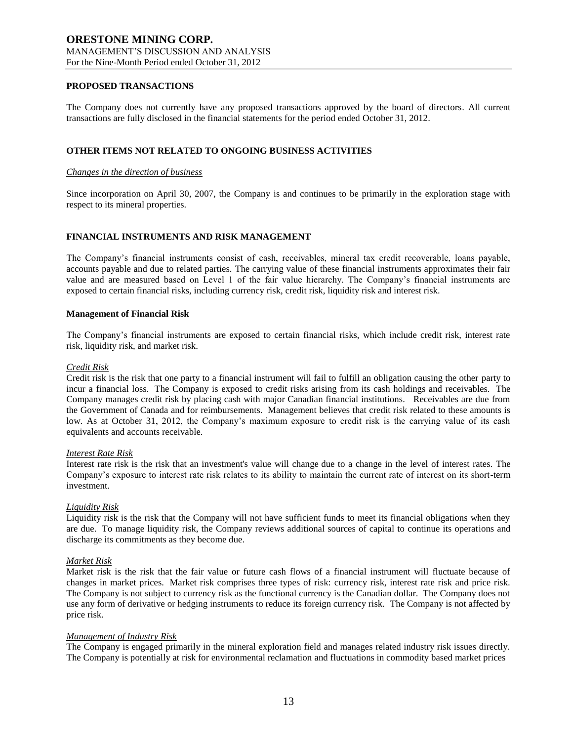## PROPOSED TRANSACTIONS

The Company does not currently have any proposed transactions approved by the board of directors. All current transactions are fully disclosed in the financial statements for the period ended October 31, 2012.

## OTHER ITEMS NOT RELATED TO ONGOING BUSINESS ACTIVITIES

*Changes in the direction of business*

Since incorporation on April 30, 2007, the Company is and continues to be primarily in the exploration stage with respect to its mineral properties.

## FINANCIAL INSTRUMENTS AND RISK MANAGEMENT

The Company's financial instruments consist of cash, receivables, mineral tax credit recoverable, loans payable, accounts payable and due to related parties. The carrying value of these financial instruments approximates their fair value and are measured based on Level 1 of the fair value hierarchy. The Company's financial instruments are exposed to certain financial risks, including currency risk, credit risk, liquidity risk and interest risk.

### Management of Financial Risk

The Company's financial instruments are exposed to certain financial risks, which include credit risk, interest rate risk, liquidity risk, and market risk.

*Credit Risk*

Credit risk is the risk that one party to a financial instrument will fail to fulfill an obligation causing the other party to incur a financial loss. The Company is exposed to credit risks arising from its cash holdings and receivables. The Company manages credit risk by placing cash with major Canadian financial institutions. Receivables are due from the Government of Canada and for reimbursements. Management believes that credit risk related to these amounts is low. As at October 31, 2012, the Company's maximum exposure to credit risk is the carrying value of its cash equivalents and accounts receivable.

*Interest Rate Risk*

Interest rate risk is the risk that an investment's value will change due to a change in the level of interest rates. The Company's exposure to interest rate risk relates to its ability to maintain the current rate of interest on its short-term investment.

*Liquidity Risk*

Liquidity risk is the risk that the Company will not have sufficient funds to meet its financial obligations when they are due. To manage liquidity risk, the Company reviews additional sources of capital to continue its operations and discharge its commitments as they become due.

*Market Risk*

Market risk is the risk that the fair value or future cash flows of a financial instrument will fluctuate because of changes in market prices. Market risk comprises three types of risk: currency risk, interest rate risk and price risk. The Company is not subject to currency risk as the functional currency is the Canadian dollar. The Company does not use any form of derivative or hedging instruments to reduce its foreign currency risk. The Company is not affected by price risk.

*Management of Industry Risk*

The Company is engaged primarily in the mineral exploration field and manages related industry risk issues directly. The Company is potentially at risk for environmental reclamation and fluctuations in commodity based market prices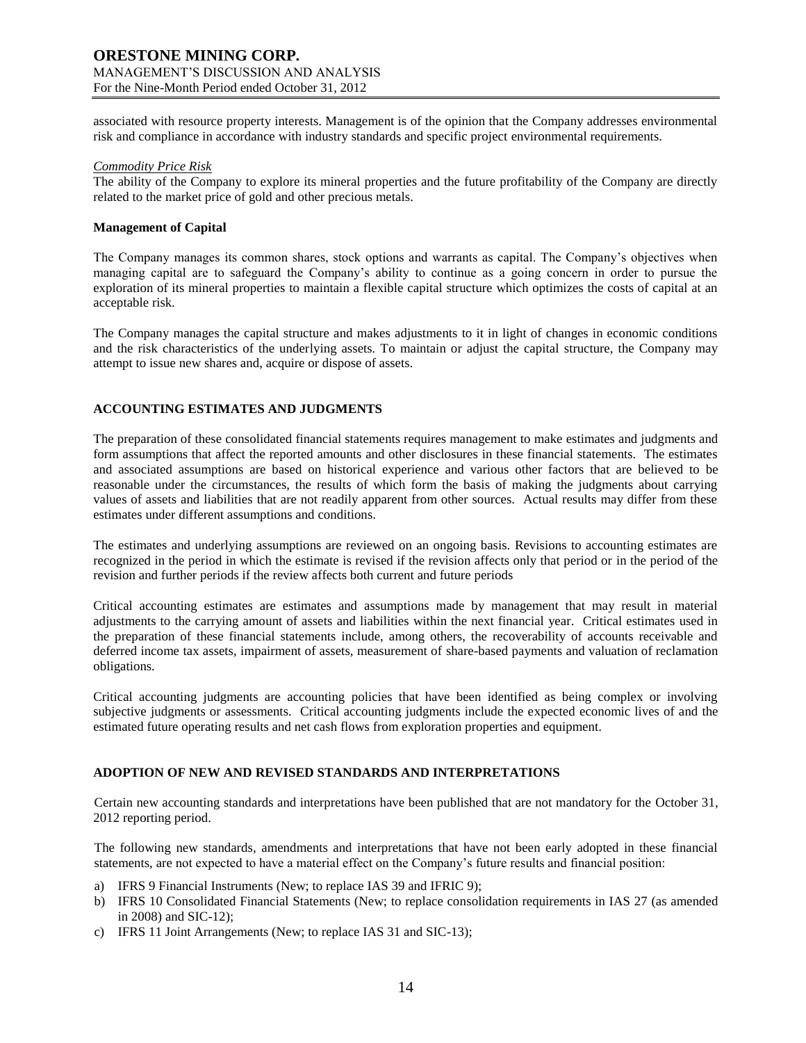associated with resource property interests. Management is of the opinion that the Company addresses environmental risk and compliance in accordance with industry standards and specific project environmental requirements.

*Commodity Price Risk*

The ability of the Company to explore its mineral properties and the future profitability of the Company are directly related to the market price of gold and other precious metals.

**Management of Capital**

The Company manages its common shares, stock options and warrants as capital. The Company's objectives when managing capital are to safeguard the Company's ability to continue as a going concern in order to pursue the exploration of its mineral properties to maintain a flexible capital structure which optimizes the costs of capital at an acceptable risk.

The Company manages the capital structure and makes adjustments to it in light of changes in economic conditions and the risk characteristics of the underlying assets. To maintain or adjust the capital structure, the Company may attempt to issue new shares and, acquire or dispose of assets.

## ACCOUNTING ESTIMATES AND JUDGMENTS

The preparation of these consolidated financial statements requires management to make estimates and judgments and form assumptions that affect the reported amounts and other disclosures in these financial statements. The estimates and associated assumptions are based on historical experience and various other factors that are believed to be reasonable under the circumstances, the results of which form the basis of making the judgments about carrying values of assets and liabilities that are not readily apparent from other sources. Actual results may differ from these estimates under different assumptions and conditions.

The estimates and underlying assumptions are reviewed on an ongoing basis. Revisions to accounting estimates are recognized in the period in which the estimate is revised if the revision affects only that period or in the period of the revision and further periods if the review affects both current and future periods

Critical accounting estimates are estimates and assumptions made by management that may result in material adjustments to the carrying amount of assets and liabilities within the next financial year. Critical estimates used in the preparation of these financial statements include, among others, the recoverability of accounts receivable and deferred income tax assets, impairment of assets, measurement of share-based payments and valuation of reclamation obligations.

Critical accounting judgments are accounting policies that have been identified as being complex or involving subjective judgments or assessments. Critical accounting judgments include the expected economic lives of and the estimated future operating results and net cash flows from exploration properties and equipment.

## ADOPTION OF NEW AND REVISED STANDARDS AND INTERPRETATIONS

Certain new accounting standards and interpretations have been published that are not mandatory for the October 31, 2012 reporting period.

The following new standards, amendments and interpretations that have not been early adopted in these financial statements, are not expected to have a material effect on the Company's future results and financial position:

a) IFRS 9 Financial Instruments (New; to replace IAS 39 and IFRIC 9);
b) IFRS 10 Consolidated Financial Statements (New; to replace consolidation requirements in IAS 27 (as amended in 2008) and SIC-12);
c) IFRS 11 Joint Arrangements (New; to replace IAS 31 and SIC-13);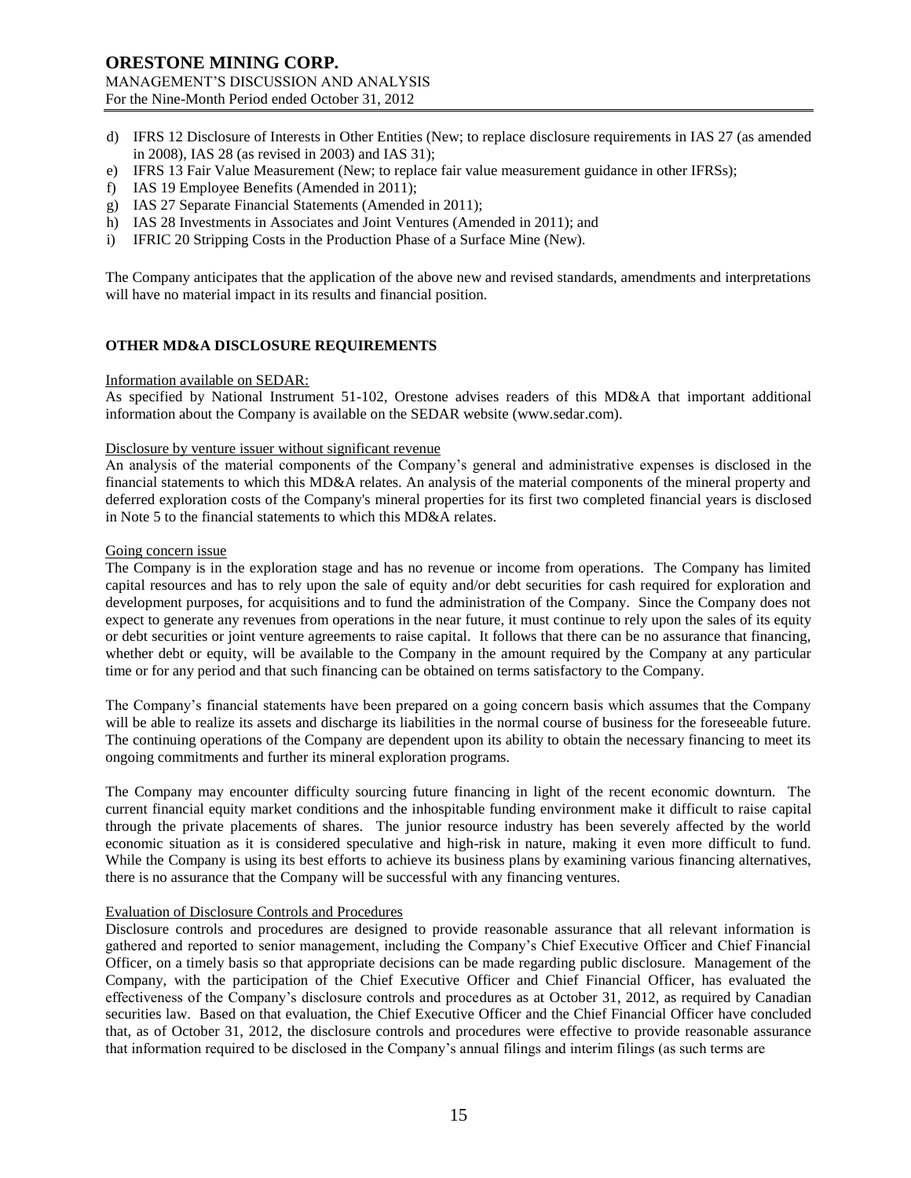d) IFRS 12 Disclosure of Interests in Other Entities (New; to replace disclosure requirements in IAS 27 (as amended in 2008), IAS 28 (as revised in 2003) and IAS 31);
e) IFRS 13 Fair Value Measurement (New; to replace fair value measurement guidance in other IFRSs);
f) IAS 19 Employee Benefits (Amended in 2011);
g) IAS 27 Separate Financial Statements (Amended in 2011);
h) IAS 28 Investments in Associates and Joint Ventures (Amended in 2011); and
i) IFRIC 20 Stripping Costs in the Production Phase of a Surface Mine (New).

The Company anticipates that the application of the above new and revised standards, amendments and interpretations will have no material impact in its results and financial position.

## OTHER MD&A DISCLOSURE REQUIREMENTS

Information available on SEDAR:

As specified by National Instrument 51-102, Orestone advises readers of this MD&A that important additional information about the Company is available on the SEDAR website (www.sedar.com).

Disclosure by venture issuer without significant revenue

An analysis of the material components of the Company's general and administrative expenses is disclosed in the financial statements to which this MD&A relates. An analysis of the material components of the mineral property and deferred exploration costs of the Company's mineral properties for its first two completed financial years is disclosed in Note 5 to the financial statements to which this MD&A relates.

Going concern issue

The Company is in the exploration stage and has no revenue or income from operations. The Company has limited capital resources and has to rely upon the sale of equity and/or debt securities for cash required for exploration and development purposes, for acquisitions and to fund the administration of the Company. Since the Company does not expect to generate any revenues from operations in the near future, it must continue to rely upon the sales of its equity or debt securities or joint venture agreements to raise capital. It follows that there can be no assurance that financing, whether debt or equity, will be available to the Company in the amount required by the Company at any particular time or for any period and that such financing can be obtained on terms satisfactory to the Company.

The Company's financial statements have been prepared on a going concern basis which assumes that the Company will be able to realize its assets and discharge its liabilities in the normal course of business for the foreseeable future. The continuing operations of the Company are dependent upon its ability to obtain the necessary financing to meet its ongoing commitments and further its mineral exploration programs.

The Company may encounter difficulty sourcing future financing in light of the recent economic downturn. The current financial equity market conditions and the inhospitable funding environment make it difficult to raise capital through the private placements of shares. The junior resource industry has been severely affected by the world economic situation as it is considered speculative and high-risk in nature, making it even more difficult to fund. While the Company is using its best efforts to achieve its business plans by examining various financing alternatives, there is no assurance that the Company will be successful with any financing ventures.

Evaluation of Disclosure Controls and Procedures

Disclosure controls and procedures are designed to provide reasonable assurance that all relevant information is gathered and reported to senior management, including the Company's Chief Executive Officer and Chief Financial Officer, on a timely basis so that appropriate decisions can be made regarding public disclosure. Management of the Company, with the participation of the Chief Executive Officer and Chief Financial Officer, has evaluated the effectiveness of the Company's disclosure controls and procedures as at October 31, 2012, as required by Canadian securities law. Based on that evaluation, the Chief Executive Officer and the Chief Financial Officer have concluded that, as of October 31, 2012, the disclosure controls and procedures were effective to provide reasonable assurance that information required to be disclosed in the Company's annual filings and interim filings (as such terms are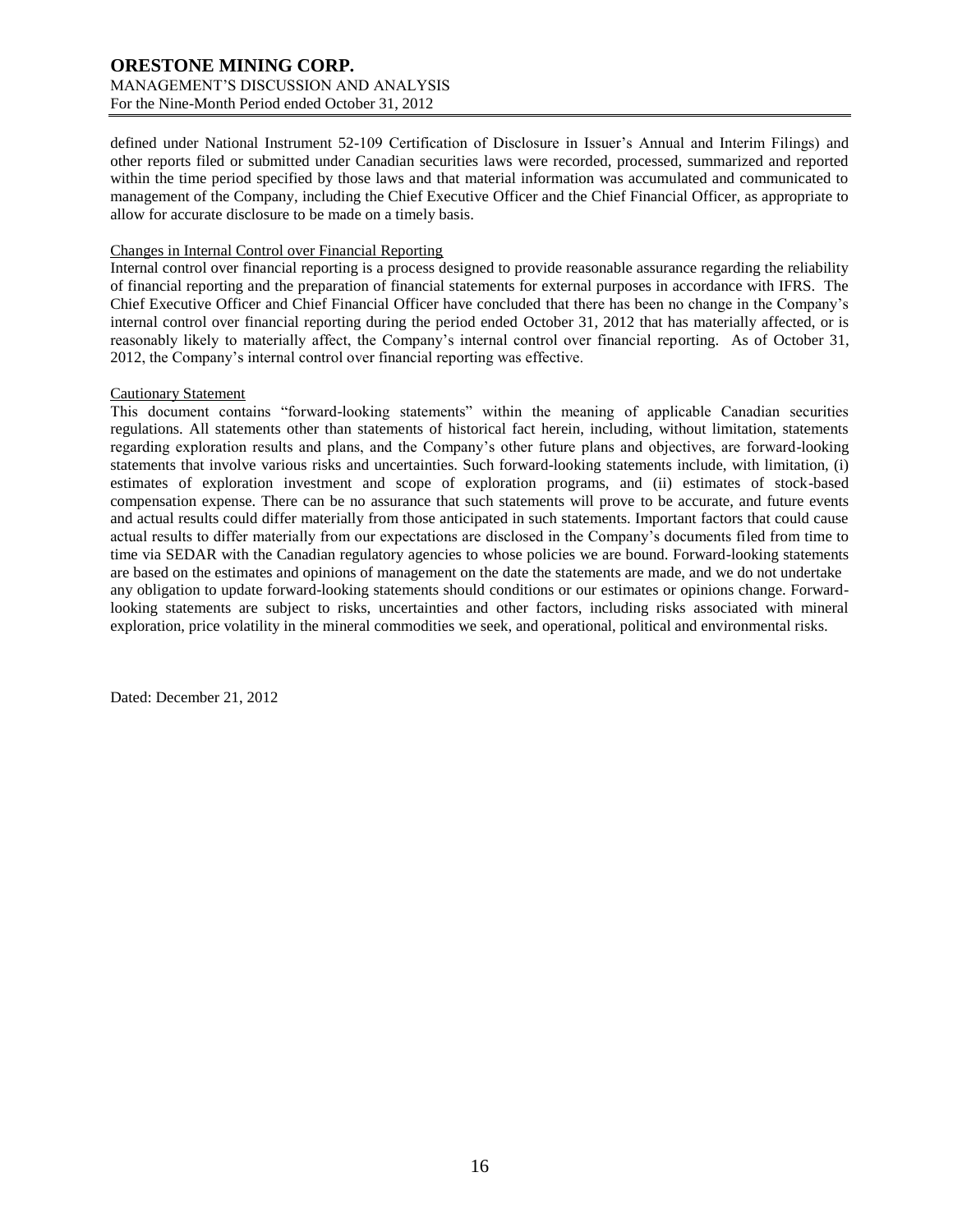defined under National Instrument 52-109 Certification of Disclosure in Issuer's Annual and Interim Filings) and other reports filed or submitted under Canadian securities laws were recorded, processed, summarized and reported within the time period specified by those laws and that material information was accumulated and communicated to management of the Company, including the Chief Executive Officer and the Chief Financial Officer, as appropriate to allow for accurate disclosure to be made on a timely basis.

Changes in Internal Control over Financial Reporting

Internal control over financial reporting is a process designed to provide reasonable assurance regarding the reliability of financial reporting and the preparation of financial statements for external purposes in accordance with IFRS. The Chief Executive Officer and Chief Financial Officer have concluded that there has been no change in the Company's internal control over financial reporting during the period ended October 31, 2012 that has materially affected, or is reasonably likely to materially affect, the Company's internal control over financial reporting. As of October 31, 2012, the Company's internal control over financial reporting was effective.

Cautionary Statement

This document contains "forward-looking statements" within the meaning of applicable Canadian securities regulations. All statements other than statements of historical fact herein, including, without limitation, statements regarding exploration results and plans, and the Company's other future plans and objectives, are forward-looking statements that involve various risks and uncertainties. Such forward-looking statements include, with limitation, (i) estimates of exploration investment and scope of exploration programs, and (ii) estimates of stock-based compensation expense. There can be no assurance that such statements will prove to be accurate, and future events and actual results could differ materially from those anticipated in such statements. Important factors that could cause actual results to differ materially from our expectations are disclosed in the Company's documents filed from time to time via SEDAR with the Canadian regulatory agencies to whose policies we are bound. Forward-looking statements are based on the estimates and opinions of management on the date the statements are made, and we do not undertake any obligation to update forward-looking statements should conditions or our estimates or opinions change. Forward-looking statements are subject to risks, uncertainties and other factors, including risks associated with mineral exploration, price volatility in the mineral commodities we seek, and operational, political and environmental risks.

Dated: December 21, 2012